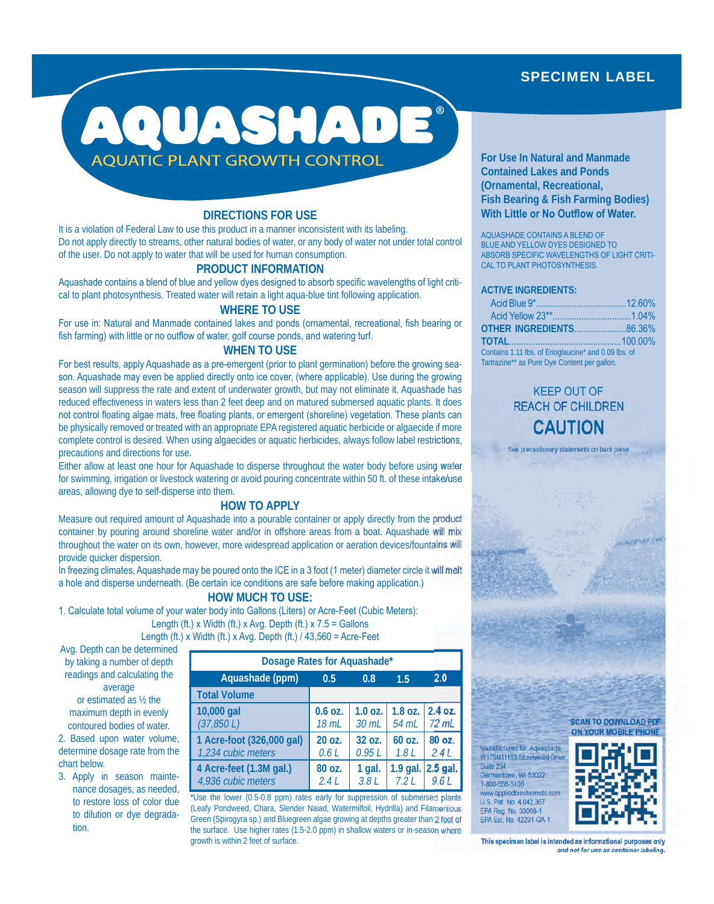SPECIMEN LABEL

# AQUASHADE®

## AQUATIC PLANT GROWTH CONTROL

### DIRECTIONS FOR USE

It is a violation of Federal Law to use this product in a manner inconsistent with its labeling. Do not apply directly to streams, other natural bodies of water, or any body of water not under total control of the user. Do not apply to water that will be used for human consumption.

### PRODUCT INFORMATION

Aquashade contains a blend of blue and yellow dyes designed to absorb specific wavelengths of light critical to plant photosynthesis. Treated water will retain a light aqua-blue tint following application.

### WHERE TO USE

For use in: Natural and Manmade contained lakes and ponds (ornamental, recreational, fish bearing or fish farming) with little or no outflow of water, golf course ponds, and watering turf.

### WHEN TO USE

For best results, apply Aquashade as a pre-emergent (prior to plant germination) before the growing season. Aquashade may even be applied directly onto ice cover, (where applicable). Use during the growing season will suppress the rate and extent of underwater growth, but may not eliminate it. Aquashade has reduced effectiveness in waters less than 2 feet deep and on matured submersed aquatic plants. It does not control floating algae mats, free floating plants, or emergent (shoreline) vegetation. These plants can be physically removed or treated with an appropriate EPA registered aquatic herbicide or algaecide if more complete control is desired. When using algaecides or aquatic herbicides, always follow label restrictions, precautions and directions for use.

Either allow at least one hour for Aquashade to disperse throughout the water body before using water for swimming, irrigation or livestock watering or avoid pouring concentrate within 50 ft. of these intake/use areas, allowing dye to self-disperse into them.

### HOW TO APPLY

Measure out required amount of Aquashade into a pourable container or apply directly from the product container by pouring around shoreline water and/or in offshore areas from a boat. Aquashade will mix throughout the water on its own, however, more widespread application or aeration devices/fountains will provide quicker dispersion.

In freezing climates, Aquashade may be poured onto the ICE in a 3 foot (1 meter) diameter circle it will melt a hole and disperse underneath. (Be certain ice conditions are safe before making application.)

### HOW MUCH TO USE:

1. Calculate total volume of your water body into Gallons (Liters) or Acre-Feet (Cubic Meters):

   Length (ft.) x Width (ft.) x Avg. Depth (ft.) x 7.5 = Gallons

   Length (ft.) x Width (ft.) x Avg. Depth (ft.) / 43,560 = Acre-Feet

   Avg. Depth can be determined by taking a number of depth readings and calculating the average or estimated as ½ the maximum depth in evenly contoured bodies of water.

2. Based upon water volume, determine dosage rate from the chart below.
3. Apply in season maintenance dosages, as needed, to restore loss of color due to dilution or dye degradation.

**Dosage Rates for Aquashade***

| Aquashade (ppm) | 0.5 | 0.8 | 1.5 | 2.0 |
|---|---|---|---|---|
| **Total Volume** | | | | |
| **10,000 gal** *(37,850 L)* | 0.6 oz. *18 mL* | 1.0 oz. *30 mL* | 1.8 oz. *54 mL* | 2.4 oz. *72 mL* |
| **1 Acre-foot (326,000 gal)** *1,234 cubic meters* | 20 oz. *0.6 L* | 32 oz. *0.95 L* | 60 oz. *1.8 L* | 80 oz. *2.4 L* |
| **4 Acre-feet (1.3M gal.)** *4,936 cubic meters* | 80 oz. *2.4 L* | 1 gal. *3.8 L* | 1.9 gal. *7.2 L* | 2.5 gal. *9.6 L* |

*Use the lower (0.5-0.8 ppm) rates early for suppression of submersed plants (Leafy Pondweed, Chara, Slender Naiad, Watermilfoil, Hydrilla) and Filamentous Green (Spirogyra sp.) and Bluegreen algae growing at depths greater than 2 feet of the surface. Use higher rates (1.5-2.0 ppm) in shallow waters or in-season where growth is within 2 feet of surface.

**For Use In Natural and Manmade Contained Lakes and Ponds (Ornamental, Recreational, Fish Bearing & Fish Farming Bodies) With Little or No Outflow of Water.**

AQUASHADE CONTAINS A BLEND OF BLUE AND YELLOW DYES DESIGNED TO ABSORB SPECIFIC WAVELENGTHS OF LIGHT CRITICAL TO PLANT PHOTOSYNTHESIS.

**ACTIVE INGREDIENTS:**

| | |
|---|---|
| Acid Blue 9* | 12.60% |
| Acid Yellow 23** | 1.04% |
| **OTHER INGREDIENTS** | 86.36% |
| **TOTAL** | 100.00% |

Contains 1.11 lbs. of Erioglaucine* and 0.09 lbs. of Tartrazine** as Pure Dye Content per gallon.

KEEP OUT OF REACH OF CHILDREN

**CAUTION**

See precautionary statements on back panel

SCAN TO DOWNLOAD PDF ON YOUR MOBILE PHONE

Manufactured for: Aquashade
W175N11163 Stonewood Drive
Suite 234
Germantown, WI 53022
1-800-558-5106
www.appliedbiochemists.com
U.S. Pat. No. 4,042,367
EPA Reg. No. 33068-1
EPA Est. No. 42291-GA-1

**This specimen label is intended as informational purposes only** *and not for use as container labeling.*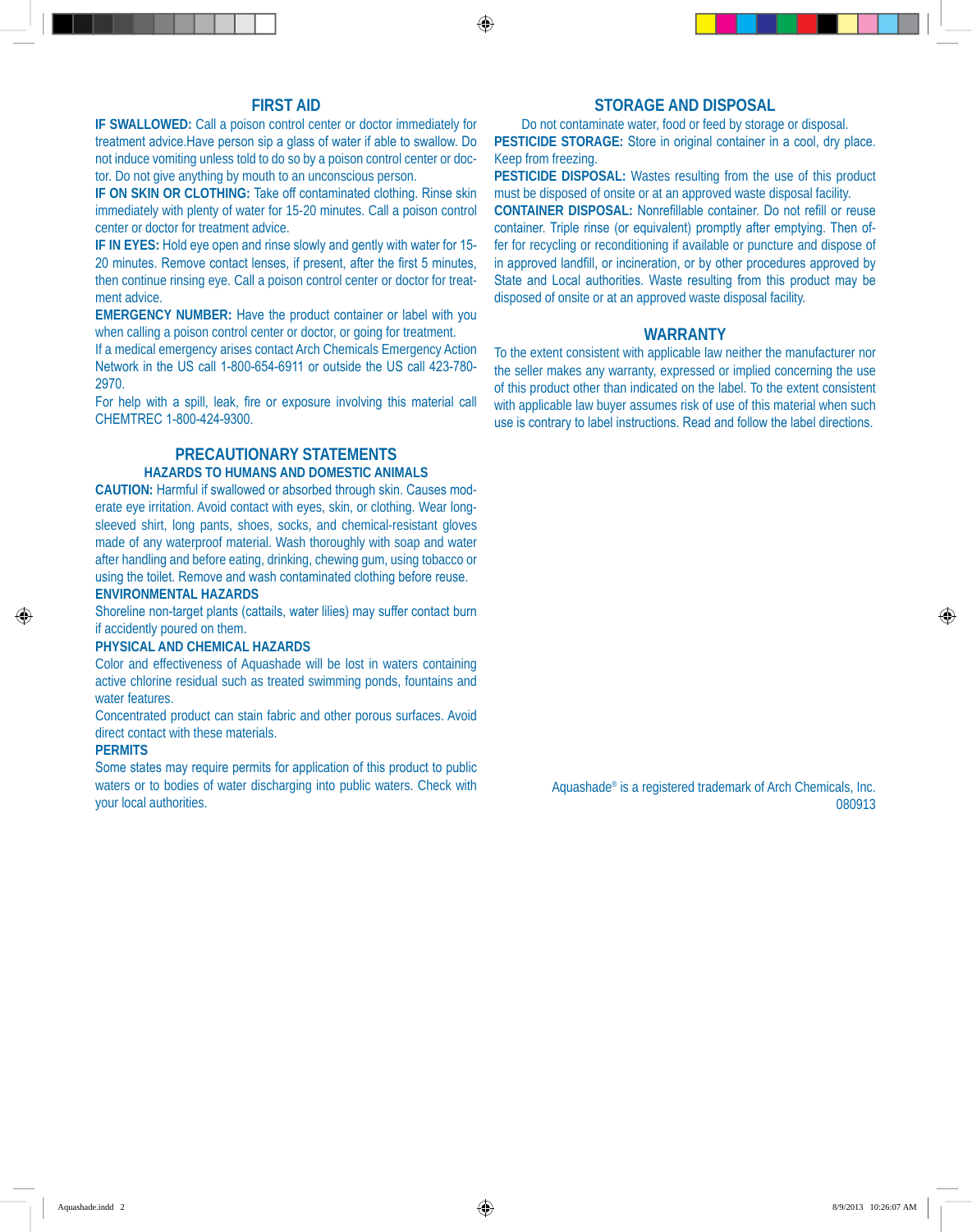## FIRST AID

**IF SWALLOWED:** Call a poison control center or doctor immediately for treatment advice.Have person sip a glass of water if able to swallow. Do not induce vomiting unless told to do so by a poison control center or doctor. Do not give anything by mouth to an unconscious person.

**IF ON SKIN OR CLOTHING:** Take off contaminated clothing. Rinse skin immediately with plenty of water for 15-20 minutes. Call a poison control center or doctor for treatment advice.

**IF IN EYES:** Hold eye open and rinse slowly and gently with water for 15-20 minutes. Remove contact lenses, if present, after the first 5 minutes, then continue rinsing eye. Call a poison control center or doctor for treatment advice.

**EMERGENCY NUMBER:** Have the product container or label with you when calling a poison control center or doctor, or going for treatment.

If a medical emergency arises contact Arch Chemicals Emergency Action Network in the US call 1-800-654-6911 or outside the US call 423-780-2970.

For help with a spill, leak, fire or exposure involving this material call CHEMTREC 1-800-424-9300.

## PRECAUTIONARY STATEMENTS

### HAZARDS TO HUMANS AND DOMESTIC ANIMALS

**CAUTION:** Harmful if swallowed or absorbed through skin. Causes moderate eye irritation. Avoid contact with eyes, skin, or clothing. Wear long-sleeved shirt, long pants, shoes, socks, and chemical-resistant gloves made of any waterproof material. Wash thoroughly with soap and water after handling and before eating, drinking, chewing gum, using tobacco or using the toilet. Remove and wash contaminated clothing before reuse.

### ENVIRONMENTAL HAZARDS

Shoreline non-target plants (cattails, water lilies) may suffer contact burn if accidently poured on them.

### PHYSICAL AND CHEMICAL HAZARDS

Color and effectiveness of Aquashade will be lost in waters containing active chlorine residual such as treated swimming ponds, fountains and water features.

Concentrated product can stain fabric and other porous surfaces. Avoid direct contact with these materials.

### PERMITS

Some states may require permits for application of this product to public waters or to bodies of water discharging into public waters. Check with your local authorities.

## STORAGE AND DISPOSAL

Do not contaminate water, food or feed by storage or disposal.

**PESTICIDE STORAGE:** Store in original container in a cool, dry place. Keep from freezing.

**PESTICIDE DISPOSAL:** Wastes resulting from the use of this product must be disposed of onsite or at an approved waste disposal facility.

**CONTAINER DISPOSAL:** Nonrefillable container. Do not refill or reuse container. Triple rinse (or equivalent) promptly after emptying. Then offer for recycling or reconditioning if available or puncture and dispose of in approved landfill, or incineration, or by other procedures approved by State and Local authorities. Waste resulting from this product may be disposed of onsite or at an approved waste disposal facility.

## WARRANTY

To the extent consistent with applicable law neither the manufacturer nor the seller makes any warranty, expressed or implied concerning the use of this product other than indicated on the label. To the extent consistent with applicable law buyer assumes risk of use of this material when such use is contrary to label instructions. Read and follow the label directions.

Aquashade® is a registered trademark of Arch Chemicals, Inc.
080913